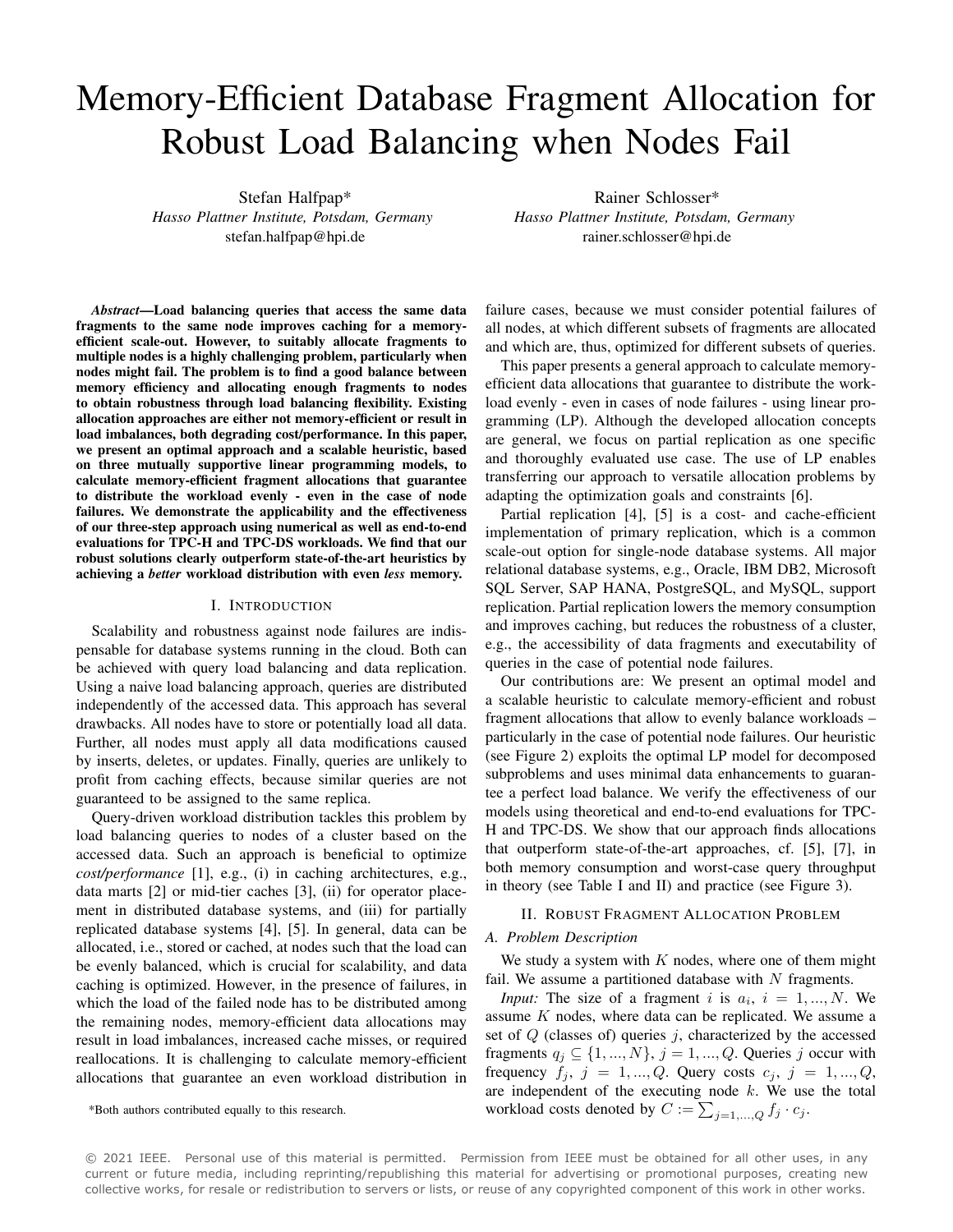# Memory-Efficient Database Fragment Allocation for Robust Load Balancing when Nodes Fail

Stefan Halfpap*
*Hasso Plattner Institute, Potsdam, Germany*
stefan.halfpap@hpi.de

Rainer Schlosser*
*Hasso Plattner Institute, Potsdam, Germany*
rainer.schlosser@hpi.de

***Abstract*—Load balancing queries that access the same data fragments to the same node improves caching for a memory-efficient scale-out. However, to suitably allocate fragments to multiple nodes is a highly challenging problem, particularly when nodes might fail. The problem is to find a good balance between memory efficiency and allocating enough fragments to nodes to obtain robustness through load balancing flexibility. Existing allocation approaches are either not memory-efficient or result in load imbalances, both degrading cost/performance. In this paper, we present an optimal approach and a scalable heuristic, based on three mutually supportive linear programming models, to calculate memory-efficient fragment allocations that guarantee to distribute the workload evenly - even in the case of node failures. We demonstrate the applicability and the effectiveness of our three-step approach using numerical as well as end-to-end evaluations for TPC-H and TPC-DS workloads. We find that our robust solutions clearly outperform state-of-the-art heuristics by achieving a *better* workload distribution with even *less* memory.**

## I. Introduction

Scalability and robustness against node failures are indispensable for database systems running in the cloud. Both can be achieved with query load balancing and data replication. Using a naive load balancing approach, queries are distributed independently of the accessed data. This approach has several drawbacks. All nodes have to store or potentially load all data. Further, all nodes must apply all data modifications caused by inserts, deletes, or updates. Finally, queries are unlikely to profit from caching effects, because similar queries are not guaranteed to be assigned to the same replica.

Query-driven workload distribution tackles this problem by load balancing queries to nodes of a cluster based on the accessed data. Such an approach is beneficial to optimize *cost/performance* [1], e.g., (i) in caching architectures, e.g., data marts [2] or mid-tier caches [3], (ii) for operator placement in distributed database systems, and (iii) for partially replicated database systems [4], [5]. In general, data can be allocated, i.e., stored or cached, at nodes such that the load can be evenly balanced, which is crucial for scalability, and data caching is optimized. However, in the presence of failures, in which the load of the failed node has to be distributed among the remaining nodes, memory-efficient data allocations may result in load imbalances, increased cache misses, or required reallocations. It is challenging to calculate memory-efficient allocations that guarantee an even workload distribution in failure cases, because we must consider potential failures of all nodes, at which different subsets of fragments are allocated and which are, thus, optimized for different subsets of queries.

This paper presents a general approach to calculate memory-efficient data allocations that guarantee to distribute the workload evenly - even in cases of node failures - using linear programming (LP). Although the developed allocation concepts are general, we focus on partial replication as one specific and thoroughly evaluated use case. The use of LP enables transferring our approach to versatile allocation problems by adapting the optimization goals and constraints [6].

Partial replication [4], [5] is a cost- and cache-efficient implementation of primary replication, which is a common scale-out option for single-node database systems. All major relational database systems, e.g., Oracle, IBM DB2, Microsoft SQL Server, SAP HANA, PostgreSQL, and MySQL, support replication. Partial replication lowers the memory consumption and improves caching, but reduces the robustness of a cluster, e.g., the accessibility of data fragments and executability of queries in the case of potential node failures.

Our contributions are: We present an optimal model and a scalable heuristic to calculate memory-efficient and robust fragment allocations that allow to evenly balance workloads – particularly in the case of potential node failures. Our heuristic (see Figure 2) exploits the optimal LP model for decomposed subproblems and uses minimal data enhancements to guarantee a perfect load balance. We verify the effectiveness of our models using theoretical and end-to-end evaluations for TPC-H and TPC-DS. We show that our approach finds allocations that outperform state-of-the-art approaches, cf. [5], [7], in both memory consumption and worst-case query throughput in theory (see Table I and II) and practice (see Figure 3).

## II. Robust Fragment Allocation Problem

### A. Problem Description

We study a system with $K$ nodes, where one of them might fail. We assume a partitioned database with $N$ fragments.

*Input:* The size of a fragment $i$ is $a_i$, $i = 1, ..., N$. We assume $K$ nodes, where data can be replicated. We assume a set of $Q$ (classes of) queries $j$, characterized by the accessed fragments $q_j \subseteq \{1, ..., N\}$, $j = 1, ..., Q$. Queries $j$ occur with frequency $f_j$, $j = 1, ..., Q$. Query costs $c_j$, $j = 1, ..., Q$, are independent of the executing node $k$. We use the total workload costs denoted by $C := \sum_{j=1,...,Q} f_j \cdot c_j$.

*Both authors contributed equally to this research.

© 2021 IEEE. Personal use of this material is permitted. Permission from IEEE must be obtained for all other uses, in any current or future media, including reprinting/republishing this material for advertising or promotional purposes, creating new collective works, for resale or redistribution to servers or lists, or reuse of any copyrighted component of this work in other works.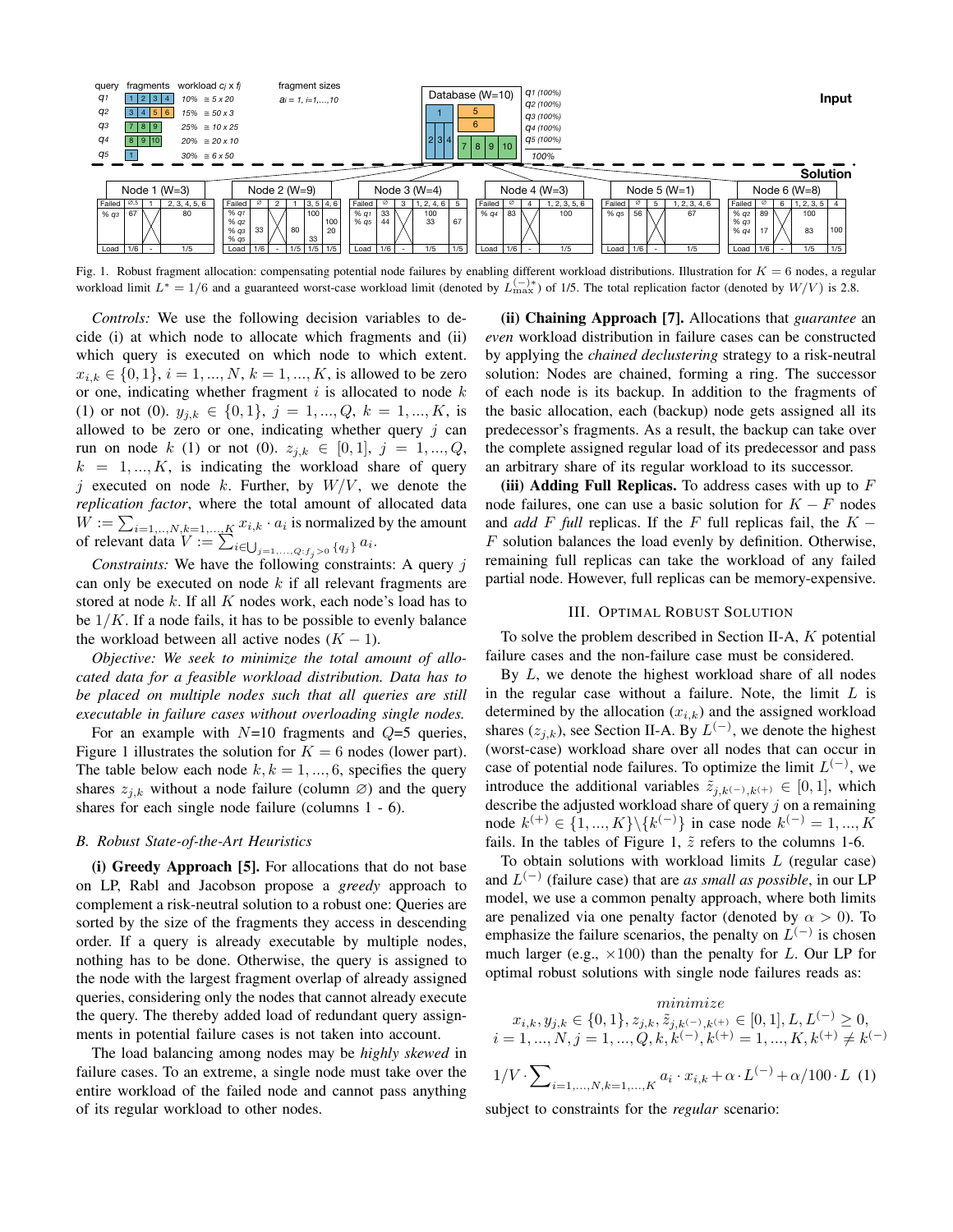| query | fragments | workload $c_j \times f_j$ |
|---|---|---|
| $q_1$ | 1 2 3 4 | 10% ≅ 5 x 20 |
| $q_2$ | 3 4 5 6 | 15% ≅ 50 x 3 |
| $q_3$ | 7 8 9 | 25% ≅ 10 x 25 |
| $q_4$ | 8 9 10 | 20% ≅ 20 x 10 |
| $q_5$ | 1 | 30% ≅ 6 x 50 |

fragment sizes: $a_i = 1, i=1,...,10$

Database (W=10): $q_1$ (100%), $q_2$ (100%), $q_3$ (100%), $q_4$ (100%), $q_5$ (100%); 100%

**Input**

**Solution**

Node 1 (W=3)

| Failed | ∅, 5 | 1 | 2, 3, 4, 5, 6 |
|---|---|---|---|
| % $q_3$ | 67 | | 80 |
| Load | 1/6 | - | 1/5 |

Node 2 (W=9)

| Failed | ∅ | 2 | 1 | 3, 5 | 4, 6 |
|---|---|---|---|---|---|
| % $q_1$ | | | | 100 | |
| % $q_2$ | | | | | 100 |
| % $q_3$ | 33 | | 80 | | 20 |
| % $q_5$ | | | | 33 | |
| Load | 1/6 | - | 1/5 | 1/5 | 1/5 |

Node 3 (W=4)

| Failed | ∅ | 3 | 1, 2, 4, 6 | 5 |
|---|---|---|---|---|
| % $q_1$ | 33 | | 100 | |
| % $q_5$ | 44 | | 33 | 67 |
| Load | 1/6 | - | 1/5 | 1/5 |

Node 4 (W=3)

| Failed | ∅ | 4 | 1, 2, 3, 5, 6 |
|---|---|---|---|
| % $q_4$ | 83 | | 100 |
| Load | 1/6 | - | 1/5 |

Node 5 (W=1)

| Failed | ∅ | 5 | 1, 2, 3, 4, 6 |
|---|---|---|---|
| % $q_5$ | 56 | | 67 |
| Load | 1/6 | - | 1/5 |

Node 6 (W=8)

| Failed | ∅ | 6 | 1, 2, 3, 5 | 4 |
|---|---|---|---|---|
| % $q_2$ | 89 | | 100 | |
| % $q_3$ | | | | |
| % $q_4$ | 17 | | 83 | 100 |
| Load | 1/6 | - | 1/5 | 1/5 |

Fig. 1. Robust fragment allocation: compensating potential node failures by enabling different workload distributions. Illustration for $K = 6$ nodes, a regular workload limit $L^* = 1/6$ and a guaranteed worst-case workload limit (denoted by $L_{\max}^{(-)*}$) of 1/5. The total replication factor (denoted by $W/V$) is 2.8.

*Controls:* We use the following decision variables to decide (i) at which node to allocate which fragments and (ii) which query is executed on which node to which extent. $x_{i,k} \in \{0,1\}$, $i = 1,...,N$, $k = 1,...,K$, is allowed to be zero or one, indicating whether fragment $i$ is allocated to node $k$ (1) or not (0). $y_{j,k} \in \{0,1\}$, $j = 1,...,Q$, $k = 1,...,K$, is allowed to be zero or one, indicating whether query $j$ can run on node $k$ (1) or not (0). $z_{j,k} \in [0,1]$, $j = 1,...,Q$, $k = 1,...,K$, is indicating the workload share of query $j$ executed on node $k$. Further, by $W/V$, we denote the *replication factor*, where the total amount of allocated data $W := \sum_{i=1,...,N,k=1,...,K} x_{i,k} \cdot a_i$ is normalized by the amount of relevant data $V := \sum_{i \in \bigcup_{j=1,...,Q: f_j > 0} \{q_j\}} a_i$.

*Constraints:* We have the following constraints: A query $j$ can only be executed on node $k$ if all relevant fragments are stored at node $k$. If all $K$ nodes work, each node's load has to be $1/K$. If a node fails, it has to be possible to evenly balance the workload between all active nodes $(K-1)$.

*Objective: We seek to minimize the total amount of allocated data for a feasible workload distribution. Data has to be placed on multiple nodes such that all queries are still executable in failure cases without overloading single nodes.*

For an example with $N$=10 fragments and $Q$=5 queries, Figure 1 illustrates the solution for $K = 6$ nodes (lower part). The table below each node $k, k = 1,...,6$, specifies the query shares $z_{j,k}$ without a node failure (column ∅) and the query shares for each single node failure (columns 1 - 6).

### B. Robust State-of-the-Art Heuristics

**(i) Greedy Approach [5].** For allocations that do not base on LP, Rabl and Jacobson propose a *greedy* approach to complement a risk-neutral solution to a robust one: Queries are sorted by the size of the fragments they access in descending order. If a query is already executable by multiple nodes, nothing has to be done. Otherwise, the query is assigned to the node with the largest fragment overlap of already assigned queries, considering only the nodes that cannot already execute the query. The thereby added load of redundant query assignments in potential failure cases is not taken into account.

The load balancing among nodes may be *highly skewed* in failure cases. To an extreme, a single node must take over the entire workload of the failed node and cannot pass anything of its regular workload to other nodes.

**(ii) Chaining Approach [7].** Allocations that *guarantee* an *even* workload distribution in failure cases can be constructed by applying the *chained declustering* strategy to a risk-neutral solution: Nodes are chained, forming a ring. The successor of each node is its backup. In addition to the fragments of the basic allocation, each (backup) node gets assigned all its predecessor's fragments. As a result, the backup can take over the complete assigned regular load of its predecessor and pass an arbitrary share of its regular workload to its successor.

**(iii) Adding Full Replicas.** To address cases with up to $F$ node failures, one can use a basic solution for $K - F$ nodes and *add F full* replicas. If the $F$ full replicas fail, the $K - F$ solution balances the load evenly by definition. Otherwise, remaining full replicas can take the workload of any failed partial node. However, full replicas can be memory-expensive.

## III. Optimal Robust Solution

To solve the problem described in Section II-A, $K$ potential failure cases and the non-failure case must be considered.

By $L$, we denote the highest workload share of all nodes in the regular case without a failure. Note, the limit $L$ is determined by the allocation $(x_{i,k})$ and the assigned workload shares $(z_{j,k})$, see Section II-A. By $L^{(-)}$, we denote the highest (worst-case) workload share over all nodes that can occur in case of potential node failures. To optimize the limit $L^{(-)}$, we introduce the additional variables $\tilde{z}_{j,k^{(-)},k^{(+)}} \in [0,1]$, which describe the adjusted workload share of query $j$ on a remaining node $k^{(+)} \in \{1,...,K\} \backslash \{k^{(-)}\}$ in case node $k^{(-)} = 1,...,K$ fails. In the tables of Figure 1, $\tilde{z}$ refers to the columns 1-6.

To obtain solutions with workload limits $L$ (regular case) and $L^{(-)}$ (failure case) that are *as small as possible*, in our LP model, we use a common penalty approach, where both limits are penalized via one penalty factor (denoted by $\alpha > 0$). To emphasize the failure scenarios, the penalty on $L^{(-)}$ is chosen much larger (e.g., ×100) than the penalty for $L$. Our LP for optimal robust solutions with single node failures reads as:

$$\underset{\substack{x_{i,k}, y_{j,k} \in \{0,1\}, z_{j,k}, \tilde{z}_{j,k^{(-)},k^{(+)}} \in [0,1], L, L^{(-)} \geq 0, \\ i=1,...,N, j=1,...,Q, k, k^{(-)}, k^{(+)}=1,...,K, k^{(+)} \neq k^{(-)}}}{minimize}$$

$$1/V \cdot \sum_{i=1,...,N,k=1,...,K} a_i \cdot x_{i,k} + \alpha \cdot L^{(-)} + \alpha/100 \cdot L \quad (1)$$

subject to constraints for the *regular* scenario: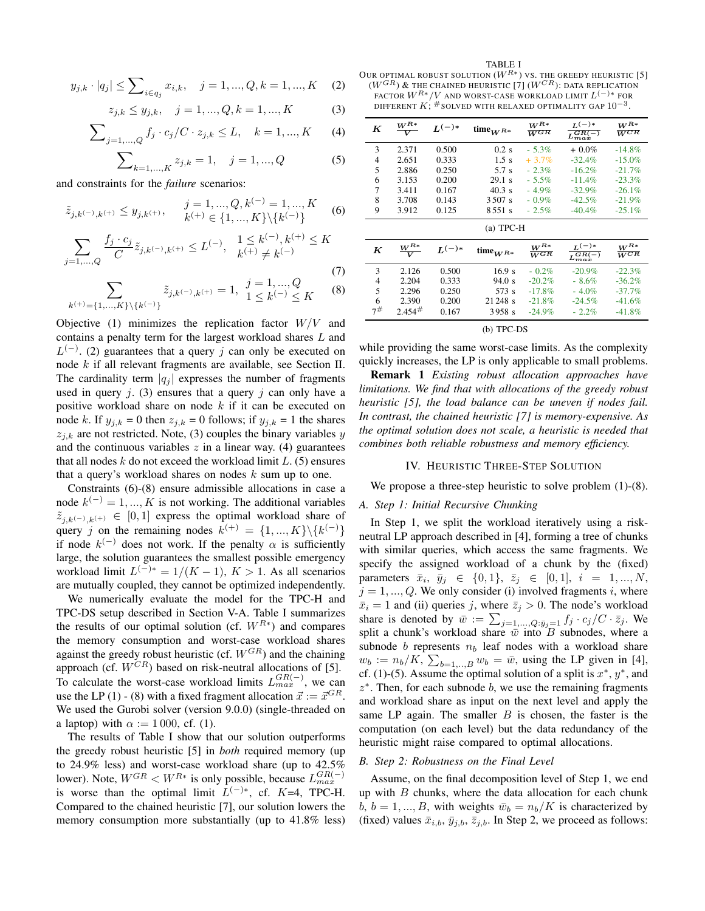$$y_{j,k} \cdot |q_j| \leq \sum_{i \in q_j} x_{i,k}, \quad j = 1, ..., Q, k = 1, ..., K \quad (2)$$

$$z_{j,k} \leq y_{j,k}, \quad j = 1, ..., Q, k = 1, ..., K \quad (3)$$

$$\sum_{j=1,...,Q} f_j \cdot c_j / C \cdot z_{j,k} \leq L, \quad k = 1, ..., K \quad (4)$$

$$\sum_{k=1,...,K} z_{j,k} = 1, \quad j = 1, ..., Q \quad (5)$$

and constraints for the *failure* scenarios:

$$\tilde{z}_{j,k^{(-)},k^{(+)}} \leq y_{j,k^{(+)}}, \quad \begin{array}{l} j = 1, ..., Q, k^{(-)} = 1, ..., K \\ k^{(+)} \in \{1, ..., K\} \backslash \{k^{(-)}\} \end{array} \quad (6)$$

$$\sum_{j=1,...,Q} \frac{f_j \cdot c_j}{C} \tilde{z}_{j,k^{(-)},k^{(+)}} \leq L^{(-)}, \quad \begin{array}{l} 1 \leq k^{(-)}, k^{(+)} \leq K \\ k^{(+)} \neq k^{(-)} \end{array} \quad (7)$$

$$\sum_{k^{(+)}=\{1,...,K\} \backslash \{k^{(-)}\}} \tilde{z}_{j,k^{(-)},k^{(+)}} = 1, \quad \begin{array}{l} j = 1, ..., Q \\ 1 \leq k^{(-)} \leq K \end{array} \quad (8)$$

Objective (1) minimizes the replication factor $W/V$ and contains a penalty term for the largest workload shares $L$ and $L^{(-)}$. (2) guarantees that a query $j$ can only be executed on node $k$ if all relevant fragments are available, see Section II. The cardinality term $|q_j|$ expresses the number of fragments used in query $j$. (3) ensures that a query $j$ can only have a positive workload share on node $k$ if it can be executed on node $k$. If $y_{j,k} = 0$ then $z_{j,k} = 0$ follows; if $y_{j,k} = 1$ the shares $z_{j,k}$ are not restricted. Note, (3) couples the binary variables $y$ and the continuous variables $z$ in a linear way. (4) guarantees that all nodes $k$ do not exceed the workload limit $L$. (5) ensures that a query's workload shares on nodes $k$ sum up to one.

Constraints (6)-(8) ensure admissible allocations in case a node $k^{(-)} = 1, ..., K$ is not working. The additional variables $\tilde{z}_{j,k^{(-)},k^{(+)}} \in [0, 1]$ express the optimal workload share of query $j$ on the remaining nodes $k^{(+)} = \{1, ..., K\} \backslash \{k^{(-)}\}$ if node $k^{(-)}$ does not work. If the penalty $\alpha$ is sufficiently large, the solution guarantees the smallest possible emergency workload limit $L^{(-)*} = 1/(K-1)$, $K > 1$. As all scenarios are mutually coupled, they cannot be optimized independently.

We numerically evaluate the model for the TPC-H and TPC-DS setup described in Section V-A. Table I summarizes the results of our optimal solution (cf. $W^{R*}$) and compares the memory consumption and worst-case workload shares against the greedy robust heuristic (cf. $W^{GR}$) and the chaining approach (cf. $W^{CR}$) based on risk-neutral allocations of [5]. To calculate the worst-case workload limits $L_{max}^{GR(-)}$, we can use the LP (1) - (8) with a fixed fragment allocation $\vec{x} := \vec{x}^{GR}$. We used the Gurobi solver (version 9.0.0) (single-threaded on a laptop) with $\alpha := 1\,000$, cf. (1).

The results of Table I show that our solution outperforms the greedy robust heuristic [5] in *both* required memory (up to 24.9% less) and worst-case workload share (up to 42.5% lower). Note, $W^{GR} < W^{R*}$ is only possible, because $L_{max}^{GR(-)}$ is worse than the optimal limit $L^{(-)*}$, cf. $K$=4, TPC-H. Compared to the chained heuristic [7], our solution lowers the memory consumption more substantially (up to 41.8% less) while providing the same worst-case limits. As the complexity quickly increases, the LP is only applicable to small problems.

TABLE I
OUR OPTIMAL ROBUST SOLUTION ($W^{R*}$) VS. THE GREEDY HEURISTIC [5] ($W^{GR}$) & THE CHAINED HEURISTIC [7] ($W^{CR}$): DATA REPLICATION FACTOR $W^{R*}/V$ AND WORST-CASE WORKLOAD LIMIT $L^{(-)*}$ FOR DIFFERENT $K$; #SOLVED WITH RELAXED OPTIMALITY GAP $10^{-3}$.

| $K$ | $\frac{W^{R*}}{V}$ | $L^{(-)*}$ | time$_{W^{R*}}$ | $\frac{W^{R*}}{W^{GR}}$ | $\frac{L^{(-)*}}{L_{max}^{GR(-)}}$ | $\frac{W^{R*}}{W^{CR}}$ |
|---|---|---|---|---|---|---|
| 3 | 2.371 | 0.500 | 0.2 s | - 5.3% | + 0.0% | -14.8% |
| 4 | 2.651 | 0.333 | 1.5 s | + 3.7% | -32.4% | -15.0% |
| 5 | 2.886 | 0.250 | 5.7 s | - 2.3% | -16.2% | -21.7% |
| 6 | 3.153 | 0.200 | 29.1 s | - 5.5% | -11.4% | -23.3% |
| 7 | 3.411 | 0.167 | 40.3 s | - 4.9% | -32.9% | -26.1% |
| 8 | 3.708 | 0.143 | 3 507 s | - 0.9% | -42.5% | -21.9% |
| 9 | 3.912 | 0.125 | 8 551 s | - 2.5% | -40.4% | -25.1% |

(a) TPC-H

| $K$ | $\frac{W^{R*}}{V}$ | $L^{(-)*}$ | time$_{W^{R*}}$ | $\frac{W^{R*}}{W^{GR}}$ | $\frac{L^{(-)*}}{L_{max}^{GR(-)}}$ | $\frac{W^{R*}}{W^{CR}}$ |
|---|---|---|---|---|---|---|
| 3 | 2.126 | 0.500 | 16.9 s | - 0.2% | -20.9% | -22.3% |
| 4 | 2.204 | 0.333 | 94.0 s | -20.2% | - 8.6% | -36.2% |
| 5 | 2.296 | 0.250 | 573 s | -17.8% | - 4.0% | -37.7% |
| 6 | 2.390 | 0.200 | 21 248 s | -21.8% | -24.5% | -41.6% |
| 7# | 2.454# | 0.167 | 3958 s | -24.9% | - 2.2% | -41.8% |

(b) TPC-DS

**Remark 1** *Existing robust allocation approaches have limitations. We find that with allocations of the greedy robust heuristic [5], the load balance can be uneven if nodes fail. In contrast, the chained heuristic [7] is memory-expensive. As the optimal solution does not scale, a heuristic is needed that combines both reliable robustness and memory efficiency.*

## IV. HEURISTIC THREE-STEP SOLUTION

We propose a three-step heuristic to solve problem (1)-(8).

### A. Step 1: Initial Recursive Chunking

In Step 1, we split the workload iteratively using a risk-neutral LP approach described in [4], forming a tree of chunks with similar queries, which access the same fragments. We specify the assigned workload of a chunk by the (fixed) parameters $\bar{x}_i$, $\bar{y}_j \in \{0, 1\}$, $\bar{z}_j \in [0, 1]$, $i = 1, ..., N$, $j = 1, ..., Q$. We only consider (i) involved fragments $i$, where $\bar{x}_i = 1$ and (ii) queries $j$, where $\bar{z}_j > 0$. The node's workload share is denoted by $\bar{w} := \sum_{j=1,...,Q:\bar{y}_j=1} f_j \cdot c_j / C \cdot \bar{z}_j$. We split a chunk's workload share $\bar{w}$ into $B$ subnodes, where a subnode $b$ represents $n_b$ leaf nodes with a workload share $w_b := n_b/K$, $\sum_{b=1,..,B} w_b = \bar{w}$, using the LP given in [4], cf. (1)-(5). Assume the optimal solution of a split is $x^*$, $y^*$, and $z^*$. Then, for each subnode $b$, we use the remaining fragments and workload share as input on the next level and apply the same LP again. The smaller $B$ is chosen, the faster is the computation (on each level) but the data redundancy of the heuristic might raise compared to optimal allocations.

### B. Step 2: Robustness on the Final Level

Assume, on the final decomposition level of Step 1, we end up with $B$ chunks, where the data allocation for each chunk $b$, $b = 1, ..., B$, with weights $\bar{w}_b = n_b/K$ is characterized by (fixed) values $\bar{x}_{i,b}$, $\bar{y}_{j,b}$, $\bar{z}_{j,b}$. In Step 2, we proceed as follows: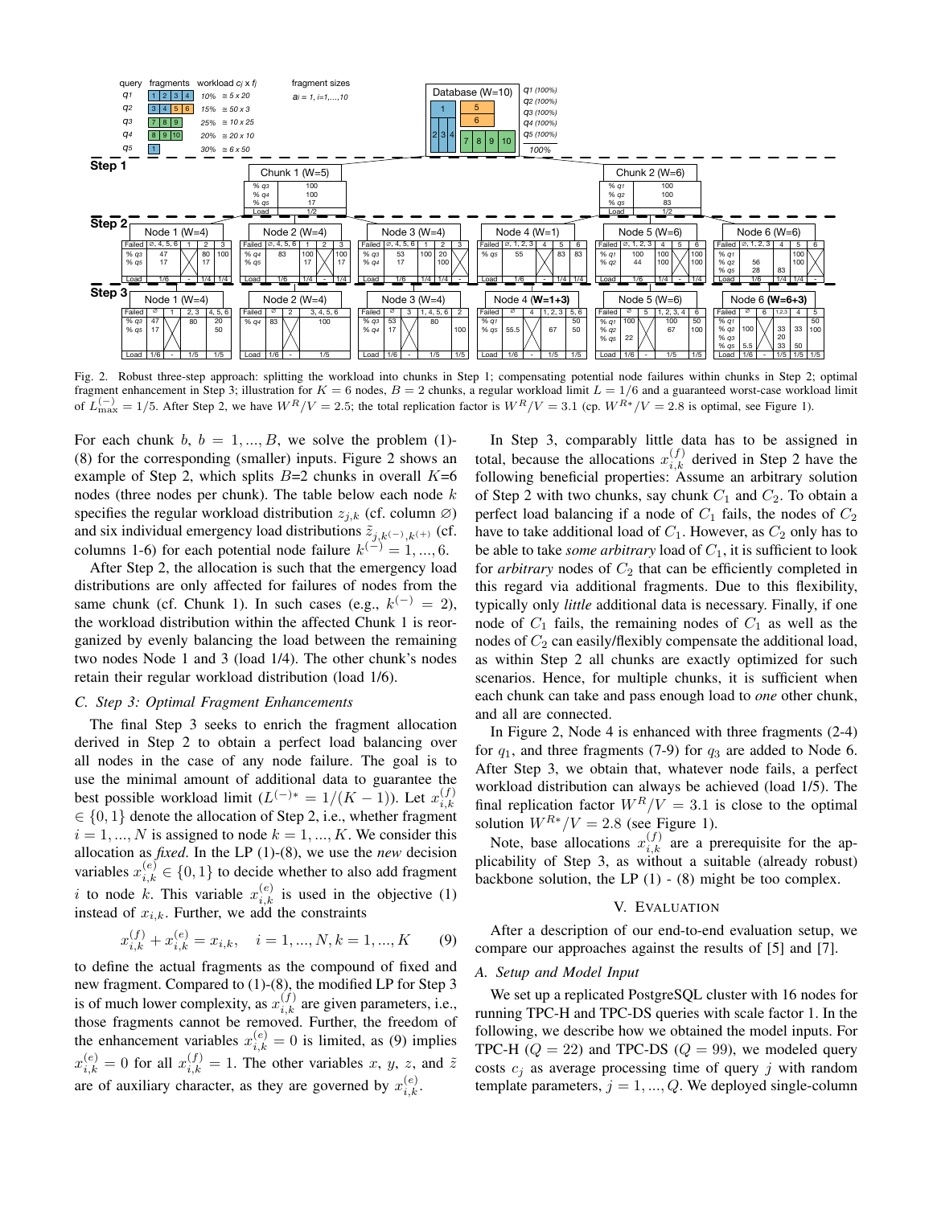Fig. 2. Robust three-step approach: splitting the workload into chunks in Step 1; compensating potential node failures within chunks in Step 2; optimal fragment enhancement in Step 3; illustration for $K = 6$ nodes, $B = 2$ chunks, a regular workload limit $L = 1/6$ and a guaranteed worst-case workload limit of $L^{(-)}_{\max} = 1/5$. After Step 2, we have $W^R/V = 2.5$; the total replication factor is $W^R/V = 3.1$ (cp. $W^{R*}/V = 2.8$ is optimal, see Figure 1).

For each chunk $b$, $b = 1, ..., B$, we solve the problem (1)-(8) for the corresponding (smaller) inputs. Figure 2 shows an example of Step 2, which splits $B$=2 chunks in overall $K$=6 nodes (three nodes per chunk). The table below each node $k$ specifies the regular workload distribution $z_{j,k}$ (cf. column ∅) and six individual emergency load distributions $\tilde{z}_{j,k^{(-)},k^{(+)}}$ (cf. columns 1-6) for each potential node failure $k^{(-)} = 1, ..., 6$.

After Step 2, the allocation is such that the emergency load distributions are only affected for failures of nodes from the same chunk (cf. Chunk 1). In such cases (e.g., $k^{(-)} = 2$), the workload distribution within the affected Chunk 1 is reorganized by evenly balancing the load between the remaining two nodes Node 1 and 3 (load 1/4). The other chunk's nodes retain their regular workload distribution (load 1/6).

### C. Step 3: Optimal Fragment Enhancements

The final Step 3 seeks to enrich the fragment allocation derived in Step 2 to obtain a perfect load balancing over all nodes in the case of any node failure. The goal is to use the minimal amount of additional data to guarantee the best possible workload limit ($L^{(-)*} = 1/(K-1)$). Let $x^{(f)}_{i,k} \in \{0, 1\}$ denote the allocation of Step 2, i.e., whether fragment $i = 1, ..., N$ is assigned to node $k = 1, ..., K$. We consider this allocation as *fixed*. In the LP (1)-(8), we use the *new* decision variables $x^{(e)}_{i,k} \in \{0, 1\}$ to decide whether to also add fragment $i$ to node $k$. This variable $x^{(e)}_{i,k}$ is used in the objective (1) instead of $x_{i,k}$. Further, we add the constraints

$$x^{(f)}_{i,k} + x^{(e)}_{i,k} = x_{i,k}, \quad i = 1, ..., N, k = 1, ..., K \qquad (9)$$

to define the actual fragments as the compound of fixed and new fragment. Compared to (1)-(8), the modified LP for Step 3 is of much lower complexity, as $x^{(f)}_{i,k}$ are given parameters, i.e., those fragments cannot be removed. Further, the freedom of the enhancement variables $x^{(e)}_{i,k} = 0$ is limited, as (9) implies $x^{(e)}_{i,k} = 0$ for all $x^{(f)}_{i,k} = 1$. The other variables $x$, $y$, $z$, and $\tilde{z}$ are of auxiliary character, as they are governed by $x^{(e)}_{i,k}$.

In Step 3, comparably little data has to be assigned in total, because the allocations $x^{(f)}_{i,k}$ derived in Step 2 have the following beneficial properties: Assume an arbitrary solution of Step 2 with two chunks, say chunk $C_1$ and $C_2$. To obtain a perfect load balancing if a node of $C_1$ fails, the nodes of $C_2$ have to take additional load of $C_1$. However, as $C_2$ only has to be able to take *some arbitrary* load of $C_1$, it is sufficient to look for *arbitrary* nodes of $C_2$ that can be efficiently completed in this regard via additional fragments. Due to this flexibility, typically only *little* additional data is necessary. Finally, if one node of $C_1$ fails, the remaining nodes of $C_1$ as well as the nodes of $C_2$ can easily/flexibly compensate the additional load, as within Step 2 all chunks are exactly optimized for such scenarios. Hence, for multiple chunks, it is sufficient when each chunk can take and pass enough load to *one* other chunk, and all are connected.

In Figure 2, Node 4 is enhanced with three fragments (2-4) for $q_1$, and three fragments (7-9) for $q_3$ are added to Node 6. After Step 3, we obtain that, whatever node fails, a perfect workload distribution can always be achieved (load 1/5). The final replication factor $W^R/V = 3.1$ is close to the optimal solution $W^{R*}/V = 2.8$ (see Figure 1).

Note, base allocations $x^{(f)}_{i,k}$ are a prerequisite for the applicability of Step 3, as without a suitable (already robust) backbone solution, the LP (1) - (8) might be too complex.

## V. Evaluation

After a description of our end-to-end evaluation setup, we compare our approaches against the results of [5] and [7].

### A. Setup and Model Input

We set up a replicated PostgreSQL cluster with 16 nodes for running TPC-H and TPC-DS queries with scale factor 1. In the following, we describe how we obtained the model inputs. For TPC-H ($Q = 22$) and TPC-DS ($Q = 99$), we modeled query costs $c_j$ as average processing time of query $j$ with random template parameters, $j = 1, ..., Q$. We deployed single-column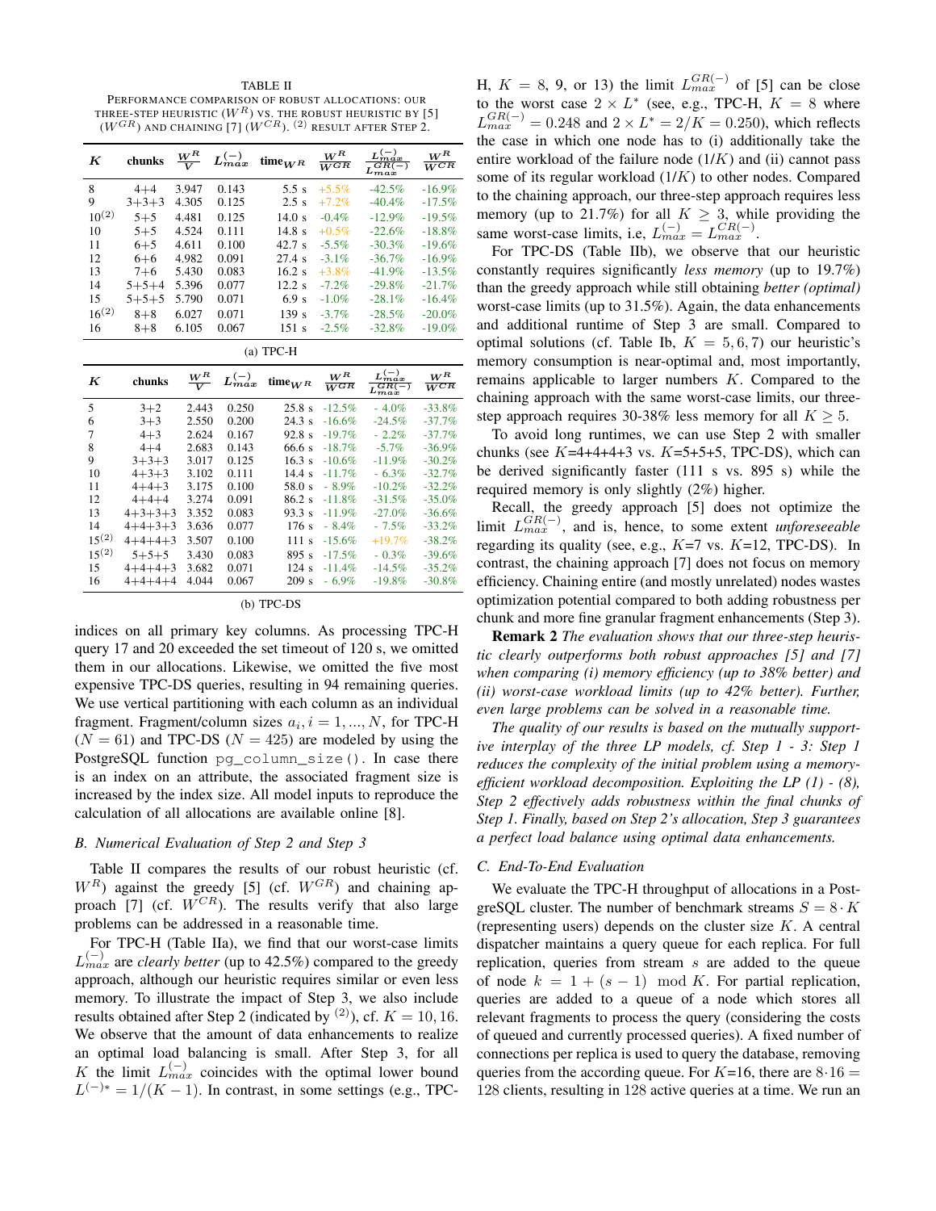TABLE II

PERFORMANCE COMPARISON OF ROBUST ALLOCATIONS: OUR THREE-STEP HEURISTIC ($W^R$) VS. THE ROBUST HEURISTIC BY [5] ($W^{GR}$) AND CHAINING [7] ($W^{CR}$). [(2)] RESULT AFTER STEP 2.

| $K$ | chunks | $\frac{W^R}{V}$ | $L^{(-)}_{max}$ | time$_{W^R}$ | $\frac{W^R}{W^{GR}}$ | $\frac{L^{(-)}_{max}}{L^{GR(-)}_{max}}$ | $\frac{W^R}{W^{CR}}$ |
|---|---|---|---|---|---|---|---|
| 8 | 4+4 | 3.947 | 0.143 | 5.5 s | +5.5% | -42.5% | -16.9% |
| 9 | 3+3+3 | 4.305 | 0.125 | 2.5 s | +7.2% | -40.4% | -17.5% |
| 10[(2)] | 5+5 | 4.481 | 0.125 | 14.0 s | -0.4% | -12.9% | -19.5% |
| 10 | 5+5 | 4.524 | 0.111 | 14.8 s | +0.5% | -22.6% | -18.8% |
| 11 | 6+5 | 4.611 | 0.100 | 42.7 s | -5.5% | -30.3% | -19.6% |
| 12 | 6+6 | 4.982 | 0.091 | 27.4 s | -3.1% | -36.7% | -16.9% |
| 13 | 7+6 | 5.430 | 0.083 | 16.2 s | +3.8% | -41.9% | -13.5% |
| 14 | 5+5+4 | 5.396 | 0.077 | 12.2 s | -7.2% | -29.8% | -21.7% |
| 15 | 5+5+5 | 5.790 | 0.071 | 6.9 s | -1.0% | -28.1% | -16.4% |
| 16[(2)] | 8+8 | 6.027 | 0.071 | 139 s | -3.7% | -28.5% | -20.0% |
| 16 | 8+8 | 6.105 | 0.067 | 151 s | -2.5% | -32.8% | -19.0% |

(a) TPC-H

| $K$ | chunks | $\frac{W^R}{V}$ | $L^{(-)}_{max}$ | time$_{W^R}$ | $\frac{W^R}{W^{GR}}$ | $\frac{L^{(-)}_{max}}{L^{GR(-)}_{max}}$ | $\frac{W^R}{W^{CR}}$ |
|---|---|---|---|---|---|---|---|
| 5 | 3+2 | 2.443 | 0.250 | 25.8 s | -12.5% | - 4.0% | -33.8% |
| 6 | 3+3 | 2.550 | 0.200 | 24.3 s | -16.6% | -24.5% | -37.7% |
| 7 | 4+3 | 2.624 | 0.167 | 92.8 s | -19.7% | - 2.2% | -37.7% |
| 8 | 4+4 | 2.683 | 0.143 | 66.6 s | -18.7% | -5.7% | -36.9% |
| 9 | 3+3+3 | 3.017 | 0.125 | 16.3 s | -10.6% | -11.9% | -30.2% |
| 10 | 4+3+3 | 3.102 | 0.111 | 14.4 s | -11.7% | - 6.3% | -32.7% |
| 11 | 4+4+3 | 3.175 | 0.100 | 58.0 s | - 8.9% | -10.2% | -32.2% |
| 12 | 4+4+4 | 3.274 | 0.091 | 86.2 s | -11.8% | -31.5% | -35.0% |
| 13 | 4+3+3+3 | 3.352 | 0.083 | 93.3 s | -11.9% | -27.0% | -36.6% |
| 14 | 4+4+3+3 | 3.636 | 0.077 | 176 s | - 8.4% | - 7.5% | -33.2% |
| 15[(2)] | 4+4+4+3 | 3.507 | 0.100 | 111 s | -15.6% | +19.7% | -38.2% |
| 15[(2)] | 5+5+5 | 3.430 | 0.083 | 895 s | -17.5% | - 0.3% | -39.6% |
| 15 | 4+4+4+3 | 3.682 | 0.071 | 124 s | -11.4% | -14.5% | -35.2% |
| 16 | 4+4+4+4 | 4.044 | 0.067 | 209 s | - 6.9% | -19.8% | -30.8% |

(b) TPC-DS

indices on all primary key columns. As processing TPC-H query 17 and 20 exceeded the set timeout of 120 s, we omitted them in our allocations. Likewise, we omitted the five most expensive TPC-DS queries, resulting in 94 remaining queries. We use vertical partitioning with each column as an individual fragment. Fragment/column sizes $a_i, i = 1, ..., N$, for TPC-H ($N = 61$) and TPC-DS ($N = 425$) are modeled by using the PostgreSQL function `pg_column_size()`. In case there is an index on an attribute, the associated fragment size is increased by the index size. All model inputs to reproduce the calculation of all allocations are available online [8].

### B. Numerical Evaluation of Step 2 and Step 3

Table II compares the results of our robust heuristic (cf. $W^R$) against the greedy [5] (cf. $W^{GR}$) and chaining approach [7] (cf. $W^{CR}$). The results verify that also large problems can be addressed in a reasonable time.

For TPC-H (Table IIa), we find that our worst-case limits $L^{(-)}_{max}$ are *clearly better* (up to 42.5%) compared to the greedy approach, although our heuristic requires similar or even less memory. To illustrate the impact of Step 3, we also include results obtained after Step 2 (indicated by [(2)]), cf. $K = 10, 16$. We observe that the amount of data enhancements to realize an optimal load balancing is small. After Step 3, for all $K$ the limit $L^{(-)}_{max}$ coincides with the optimal lower bound $L^{(-)*} = 1/(K-1)$. In contrast, in some settings (e.g., TPC-H, $K = 8$, 9, or 13) the limit $L^{GR(-)}_{max}$ of [5] can be close to the worst case $2 \times L^*$ (see, e.g., TPC-H, $K = 8$ where $L^{GR(-)}_{max} = 0.248$ and $2 \times L^* = 2/K = 0.250$), which reflects the case in which one node has to (i) additionally take the entire workload of the failure node ($1/K$) and (ii) cannot pass some of its regular workload ($1/K$) to other nodes. Compared to the chaining approach, our three-step approach requires less memory (up to 21.7%) for all $K \geq 3$, while providing the same worst-case limits, i.e, $L^{(-)}_{max} = L^{CR(-)}_{max}$.

For TPC-DS (Table IIb), we observe that our heuristic constantly requires significantly *less memory* (up to 19.7%) than the greedy approach while still obtaining *better (optimal)* worst-case limits (up to 31.5%). Again, the data enhancements and additional runtime of Step 3 are small. Compared to optimal solutions (cf. Table Ib, $K = 5, 6, 7$) our heuristic's memory consumption is near-optimal and, most importantly, remains applicable to larger numbers $K$. Compared to the chaining approach with the same worst-case limits, our three-step approach requires 30-38% less memory for all $K \geq 5$.

To avoid long runtimes, we can use Step 2 with smaller chunks (see $K$=4+4+4+3 vs. $K$=5+5+5, TPC-DS), which can be derived significantly faster (111 s vs. 895 s) while the required memory is only slightly (2%) higher.

Recall, the greedy approach [5] does not optimize the limit $L^{GR(-)}_{max}$, and is, hence, to some extent *unforeseeable* regarding its quality (see, e.g., $K$=7 vs. $K$=12, TPC-DS). In contrast, the chaining approach [7] does not focus on memory efficiency. Chaining entire (and mostly unrelated) nodes wastes optimization potential compared to both adding robustness per chunk and more fine granular fragment enhancements (Step 3).

**Remark 2** *The evaluation shows that our three-step heuristic clearly outperforms both robust approaches [5] and [7] when comparing (i) memory efficiency (up to 38% better) and (ii) worst-case workload limits (up to 42% better). Further, even large problems can be solved in a reasonable time.*

*The quality of our results is based on the mutually supportive interplay of the three LP models, cf. Step 1 - 3: Step 1 reduces the complexity of the initial problem using a memory-efficient workload decomposition. Exploiting the LP (1) - (8), Step 2 effectively adds robustness within the final chunks of Step 1. Finally, based on Step 2's allocation, Step 3 guarantees a perfect load balance using optimal data enhancements.*

### C. End-To-End Evaluation

We evaluate the TPC-H throughput of allocations in a PostgreSQL cluster. The number of benchmark streams $S = 8 \cdot K$ (representing users) depends on the cluster size $K$. A central dispatcher maintains a query queue for each replica. For full replication, queries from stream $s$ are added to the queue of node $k = 1 + (s-1) \mod K$. For partial replication, queries are added to a queue of a node which stores all relevant fragments to process the query (considering the costs of queued and currently processed queries). A fixed number of connections per replica is used to query the database, removing queries from the according queue. For $K$=16, there are $8 \cdot 16 = 128$ clients, resulting in 128 active queries at a time. We run an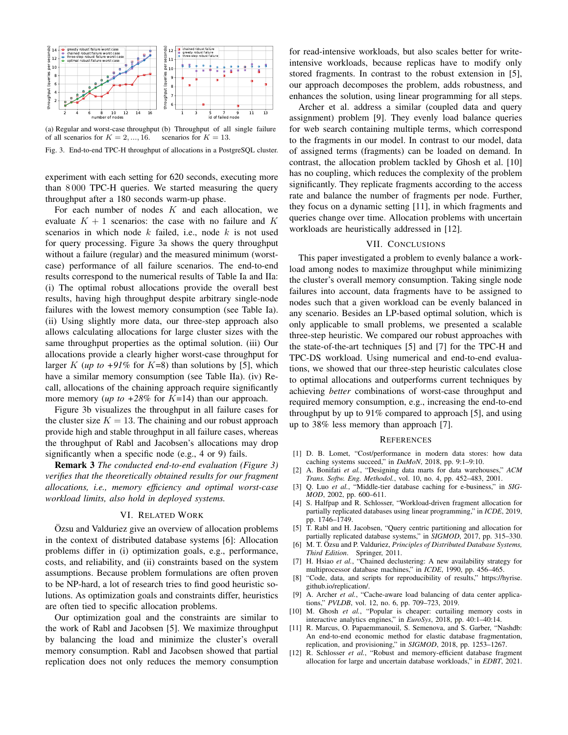throughput (queries per seconds)

greedy robust failure worst case
chained robust failure worst case
three-step robust failure worst case
optimal robust failure worst case

number of nodes

(a) Regular and worst-case throughput of all scenarios for $K = 2, ..., 16$.

throughput (queries per seconds)

chained robust failure
greedy robust failure
three-step robust failure

id of failed node

(b) Throughput of all single failure scenarios for $K = 13$.

Fig. 3. End-to-end TPC-H throughput of allocations in a PostgreSQL cluster.

experiment with each setting for 620 seconds, executing more than 8 000 TPC-H queries. We started measuring the query throughput after a 180 seconds warm-up phase.

For each number of nodes $K$ and each allocation, we evaluate $K + 1$ scenarios: the case with no failure and $K$ scenarios in which node $k$ failed, i.e., node $k$ is not used for query processing. Figure 3a shows the query throughput without a failure (regular) and the measured minimum (worst-case) performance of all failure scenarios. The end-to-end results correspond to the numerical results of Table Ia and IIa: (i) The optimal robust allocations provide the overall best results, having high throughput despite arbitrary single-node failures with the lowest memory consumption (see Table Ia). (ii) Using slightly more data, our three-step approach also allows calculating allocations for large cluster sizes with the same throughput properties as the optimal solution. (iii) Our allocations provide a clearly higher worst-case throughput for larger $K$ (*up to +91%* for $K$=8) than solutions by [5], which have a similar memory consumption (see Table IIa). (iv) Recall, allocations of the chaining approach require significantly more memory (*up to +28%* for $K$=14) than our approach.

Figure 3b visualizes the throughput in all failure cases for the cluster size $K = 13$. The chaining and our robust approach provide high and stable throughput in all failure cases, whereas the throughput of Rabl and Jacobsen's allocations may drop significantly when a specific node (e.g., 4 or 9) fails.

**Remark 3** *The conducted end-to-end evaluation (Figure 3) verifies that the theoretically obtained results for our fragment allocations, i.e., memory efficiency and optimal worst-case workload limits, also hold in deployed systems.*

## VI. Related Work

Özsu and Valduriez give an overview of allocation problems in the context of distributed database systems [6]: Allocation problems differ in (i) optimization goals, e.g., performance, costs, and reliability, and (ii) constraints based on the system assumptions. Because problem formulations are often proven to be NP-hard, a lot of research tries to find good heuristic solutions. As optimization goals and constraints differ, heuristics are often tied to specific allocation problems.

Our optimization goal and the constraints are similar to the work of Rabl and Jacobsen [5]. We maximize throughput by balancing the load and minimize the cluster's overall memory consumption. Rabl and Jacobsen showed that partial replication does not only reduces the memory consumption for read-intensive workloads, but also scales better for write-intensive workloads, because replicas have to modify only stored fragments. In contrast to the robust extension in [5], our approach decomposes the problem, adds robustness, and enhances the solution, using linear programming for all steps.

Archer et al. address a similar (coupled data and query assignment) problem [9]. They evenly load balance queries for web search containing multiple terms, which correspond to the fragments in our model. In contrast to our model, data of assigned terms (fragments) can be loaded on demand. In contrast, the allocation problem tackled by Ghosh et al. [10] has no coupling, which reduces the complexity of the problem significantly. They replicate fragments according to the access rate and balance the number of fragments per node. Further, they focus on a dynamic setting [11], in which fragments and queries change over time. Allocation problems with uncertain workloads are heuristically addressed in [12].

## VII. Conclusions

This paper investigated a problem to evenly balance a workload among nodes to maximize throughput while minimizing the cluster's overall memory consumption. Taking single node failures into account, data fragments have to be assigned to nodes such that a given workload can be evenly balanced in any scenario. Besides an LP-based optimal solution, which is only applicable to small problems, we presented a scalable three-step heuristic. We compared our robust approaches with the state-of-the-art techniques [5] and [7] for the TPC-H and TPC-DS workload. Using numerical and end-to-end evaluations, we showed that our three-step heuristic calculates close to optimal allocations and outperforms current techniques by achieving *better* combinations of worst-case throughput and required memory consumption, e.g., increasing the end-to-end throughput by up to 91% compared to approach [5], and using up to 38% less memory than approach [7].

## References

[1] D. B. Lomet, "Cost/performance in modern data stores: how data caching systems succeed," in *DaMoN*, 2018, pp. 9:1–9:10.

[2] A. Bonifati *et al.*, "Designing data marts for data warehouses," *ACM Trans. Softw. Eng. Methodol.*, vol. 10, no. 4, pp. 452–483, 2001.

[3] Q. Luo *et al.*, "Middle-tier database caching for e-business," in *SIGMOD*, 2002, pp. 600–611.

[4] S. Halfpap and R. Schlosser, "Workload-driven fragment allocation for partially replicated databases using linear programming," in *ICDE*, 2019, pp. 1746–1749.

[5] T. Rabl and H. Jacobsen, "Query centric partitioning and allocation for partially replicated database systems," in *SIGMOD*, 2017, pp. 315–330.

[6] M. T. Özsu and P. Valduriez, *Principles of Distributed Database Systems, Third Edition*. Springer, 2011.

[7] H. Hsiao *et al.*, "Chained declustering: A new availability strategy for multiprocessor database machines," in *ICDE*, 1990, pp. 456–465.

[8] "Code, data, and scripts for reproducibility of results," https://hyrise.github.io/replication/.

[9] A. Archer *et al.*, "Cache-aware load balancing of data center applications," *PVLDB*, vol. 12, no. 6, pp. 709–723, 2019.

[10] M. Ghosh *et al.*, "Popular is cheaper: curtailing memory costs in interactive analytics engines," in *EuroSys*, 2018, pp. 40:1–40:14.

[11] R. Marcus, O. Papaemmanouil, S. Semenova, and S. Garber, "Nashdb: An end-to-end economic method for elastic database fragmentation, replication, and provisioning," in *SIGMOD*, 2018, pp. 1253–1267.

[12] R. Schlosser *et al.*, "Robust and memory-efficient database fragment allocation for large and uncertain database workloads," in *EDBT*, 2021.